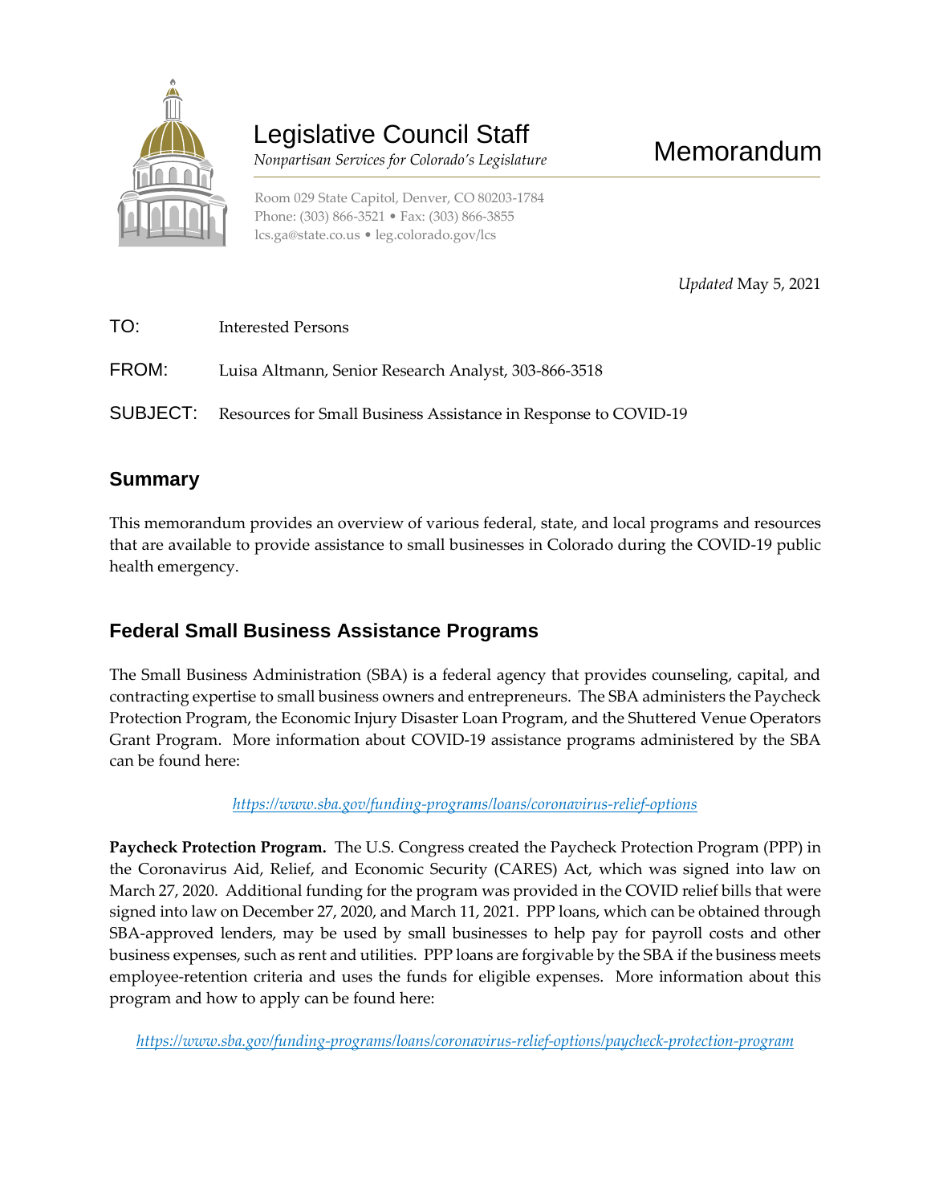# Legislative Council Staff

*Nonpartisan Services for Colorado's Legislature*

# Memorandum

Room 029 State Capitol, Denver, CO 80203-1784
Phone: (303) 866-3521 • Fax: (303) 866-3855
lcs.ga@state.co.us • leg.colorado.gov/lcs

*Updated* May 5, 2021

TO: Interested Persons

FROM: Luisa Altmann, Senior Research Analyst, 303-866-3518

SUBJECT: Resources for Small Business Assistance in Response to COVID-19

## Summary

This memorandum provides an overview of various federal, state, and local programs and resources that are available to provide assistance to small businesses in Colorado during the COVID-19 public health emergency.

## Federal Small Business Assistance Programs

The Small Business Administration (SBA) is a federal agency that provides counseling, capital, and contracting expertise to small business owners and entrepreneurs. The SBA administers the Paycheck Protection Program, the Economic Injury Disaster Loan Program, and the Shuttered Venue Operators Grant Program. More information about COVID-19 assistance programs administered by the SBA can be found here:

*https://www.sba.gov/funding-programs/loans/coronavirus-relief-options*

**Paycheck Protection Program.** The U.S. Congress created the Paycheck Protection Program (PPP) in the Coronavirus Aid, Relief, and Economic Security (CARES) Act, which was signed into law on March 27, 2020. Additional funding for the program was provided in the COVID relief bills that were signed into law on December 27, 2020, and March 11, 2021. PPP loans, which can be obtained through SBA-approved lenders, may be used by small businesses to help pay for payroll costs and other business expenses, such as rent and utilities. PPP loans are forgivable by the SBA if the business meets employee-retention criteria and uses the funds for eligible expenses. More information about this program and how to apply can be found here:

*https://www.sba.gov/funding-programs/loans/coronavirus-relief-options/paycheck-protection-program*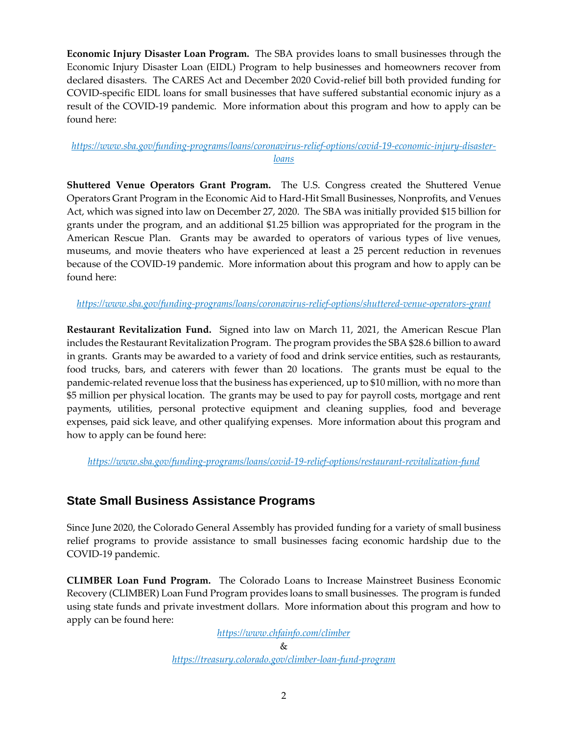**Economic Injury Disaster Loan Program.** The SBA provides loans to small businesses through the Economic Injury Disaster Loan (EIDL) Program to help businesses and homeowners recover from declared disasters. The CARES Act and December 2020 Covid-relief bill both provided funding for COVID-specific EIDL loans for small businesses that have suffered substantial economic injury as a result of the COVID-19 pandemic. More information about this program and how to apply can be found here:

*https://www.sba.gov/funding-programs/loans/coronavirus-relief-options/covid-19-economic-injury-disaster-loans*

**Shuttered Venue Operators Grant Program.** The U.S. Congress created the Shuttered Venue Operators Grant Program in the Economic Aid to Hard-Hit Small Businesses, Nonprofits, and Venues Act, which was signed into law on December 27, 2020. The SBA was initially provided $15 billion for grants under the program, and an additional $1.25 billion was appropriated for the program in the American Rescue Plan. Grants may be awarded to operators of various types of live venues, museums, and movie theaters who have experienced at least a 25 percent reduction in revenues because of the COVID-19 pandemic. More information about this program and how to apply can be found here:

*https://www.sba.gov/funding-programs/loans/coronavirus-relief-options/shuttered-venue-operators-grant*

**Restaurant Revitalization Fund.** Signed into law on March 11, 2021, the American Rescue Plan includes the Restaurant Revitalization Program. The program provides the SBA $28.6 billion to award in grants. Grants may be awarded to a variety of food and drink service entities, such as restaurants, food trucks, bars, and caterers with fewer than 20 locations. The grants must be equal to the pandemic-related revenue loss that the business has experienced, up to $10 million, with no more than $5 million per physical location. The grants may be used to pay for payroll costs, mortgage and rent payments, utilities, personal protective equipment and cleaning supplies, food and beverage expenses, paid sick leave, and other qualifying expenses. More information about this program and how to apply can be found here:

*https://www.sba.gov/funding-programs/loans/covid-19-relief-options/restaurant-revitalization-fund*

## State Small Business Assistance Programs

Since June 2020, the Colorado General Assembly has provided funding for a variety of small business relief programs to provide assistance to small businesses facing economic hardship due to the COVID-19 pandemic.

**CLIMBER Loan Fund Program.** The Colorado Loans to Increase Mainstreet Business Economic Recovery (CLIMBER) Loan Fund Program provides loans to small businesses. The program is funded using state funds and private investment dollars. More information about this program and how to apply can be found here:

*https://www.chfainfo.com/climber*
&
*https://treasury.colorado.gov/climber-loan-fund-program*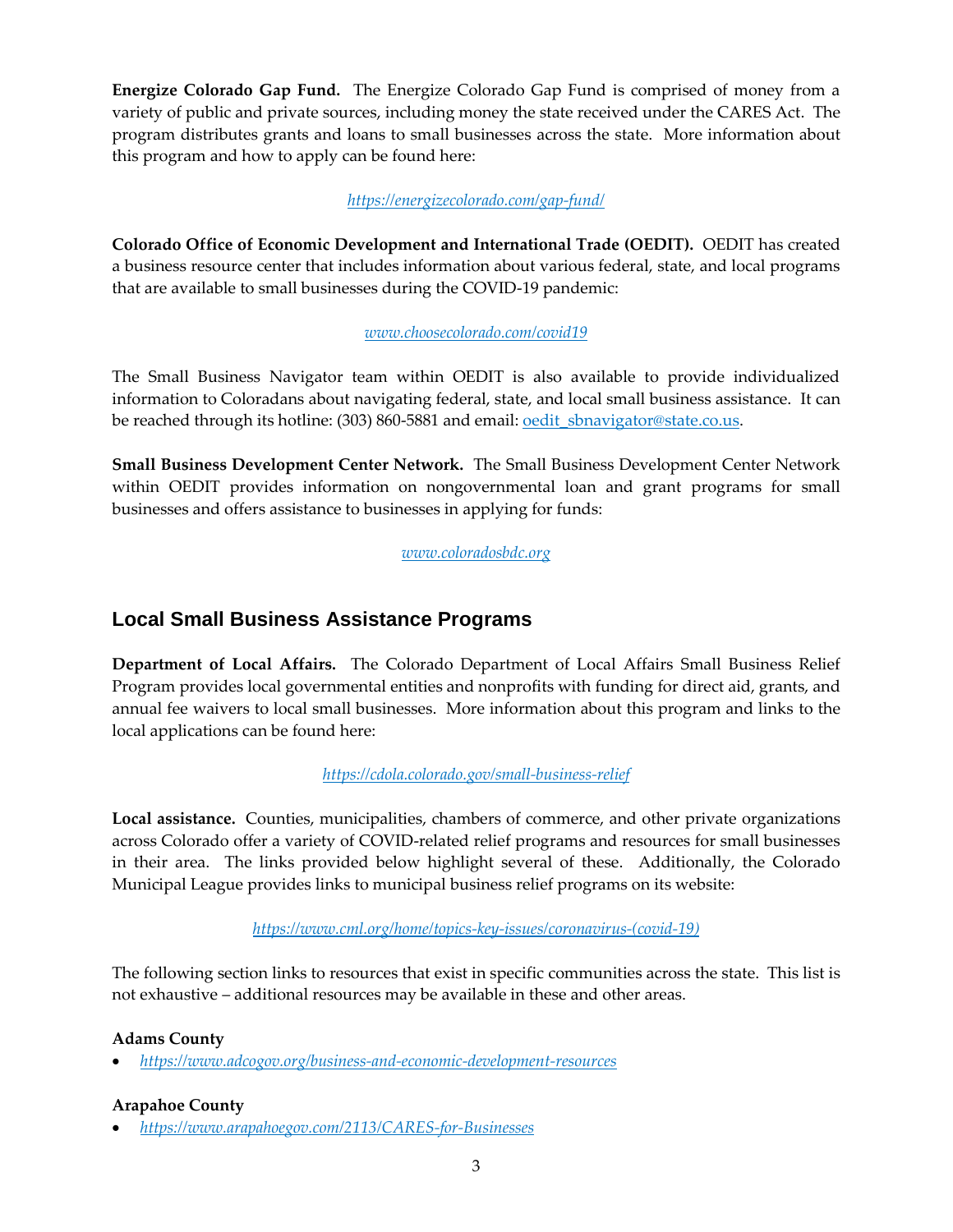**Energize Colorado Gap Fund.** The Energize Colorado Gap Fund is comprised of money from a variety of public and private sources, including money the state received under the CARES Act. The program distributes grants and loans to small businesses across the state. More information about this program and how to apply can be found here:

*https://energizecolorado.com/gap-fund/*

**Colorado Office of Economic Development and International Trade (OEDIT).** OEDIT has created a business resource center that includes information about various federal, state, and local programs that are available to small businesses during the COVID-19 pandemic:

*www.choosecolorado.com/covid19*

The Small Business Navigator team within OEDIT is also available to provide individualized information to Coloradans about navigating federal, state, and local small business assistance. It can be reached through its hotline: (303) 860-5881 and email: oedit_sbnavigator@state.co.us.

**Small Business Development Center Network.** The Small Business Development Center Network within OEDIT provides information on nongovernmental loan and grant programs for small businesses and offers assistance to businesses in applying for funds:

*www.coloradosbdc.org*

## Local Small Business Assistance Programs

**Department of Local Affairs.** The Colorado Department of Local Affairs Small Business Relief Program provides local governmental entities and nonprofits with funding for direct aid, grants, and annual fee waivers to local small businesses. More information about this program and links to the local applications can be found here:

*https://cdola.colorado.gov/small-business-relief*

**Local assistance.** Counties, municipalities, chambers of commerce, and other private organizations across Colorado offer a variety of COVID-related relief programs and resources for small businesses in their area. The links provided below highlight several of these. Additionally, the Colorado Municipal League provides links to municipal business relief programs on its website:

*https://www.cml.org/home/topics-key-issues/coronavirus-(covid-19)*

The following section links to resources that exist in specific communities across the state. This list is not exhaustive – additional resources may be available in these and other areas.

**Adams County**

- *https://www.adcogov.org/business-and-economic-development-resources*

**Arapahoe County**

- *https://www.arapahoegov.com/2113/CARES-for-Businesses*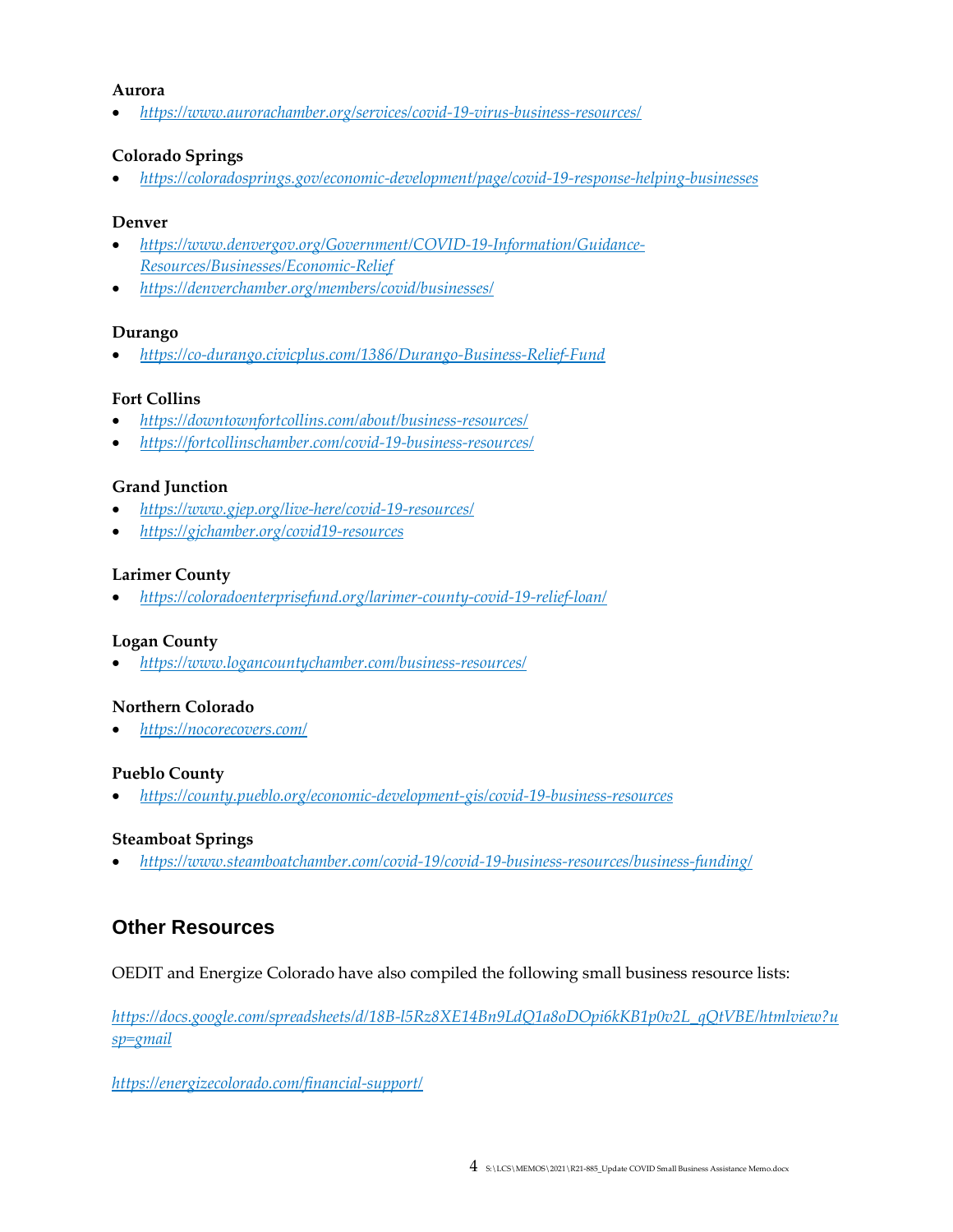**Aurora**

- *https://www.aurorachamber.org/services/covid-19-virus-business-resources/*

**Colorado Springs**

- *https://coloradosprings.gov/economic-development/page/covid-19-response-helping-businesses*

**Denver**

- *https://www.denvergov.org/Government/COVID-19-Information/Guidance-Resources/Businesses/Economic-Relief*
- *https://denverchamber.org/members/covid/businesses/*

**Durango**

- *https://co-durango.civicplus.com/1386/Durango-Business-Relief-Fund*

**Fort Collins**

- *https://downtownfortcollins.com/about/business-resources/*
- *https://fortcollinschamber.com/covid-19-business-resources/*

**Grand Junction**

- *https://www.gjep.org/live-here/covid-19-resources/*
- *https://gjchamber.org/covid19-resources*

**Larimer County**

- *https://coloradoenterprisefund.org/larimer-county-covid-19-relief-loan/*

**Logan County**

- *https://www.logancountychamber.com/business-resources/*

**Northern Colorado**

- *https://nocorecovers.com/*

**Pueblo County**

- *https://county.pueblo.org/economic-development-gis/covid-19-business-resources*

**Steamboat Springs**

- *https://www.steamboatchamber.com/covid-19/covid-19-business-resources/business-funding/*

## Other Resources

OEDIT and Energize Colorado have also compiled the following small business resource lists:

*https://docs.google.com/spreadsheets/d/18B-l5Rz8XE14Bn9LdQ1a8oDOpi6kKB1p0v2L_qQtVBE/htmlview?usp=gmail*

*https://energizecolorado.com/financial-support/*